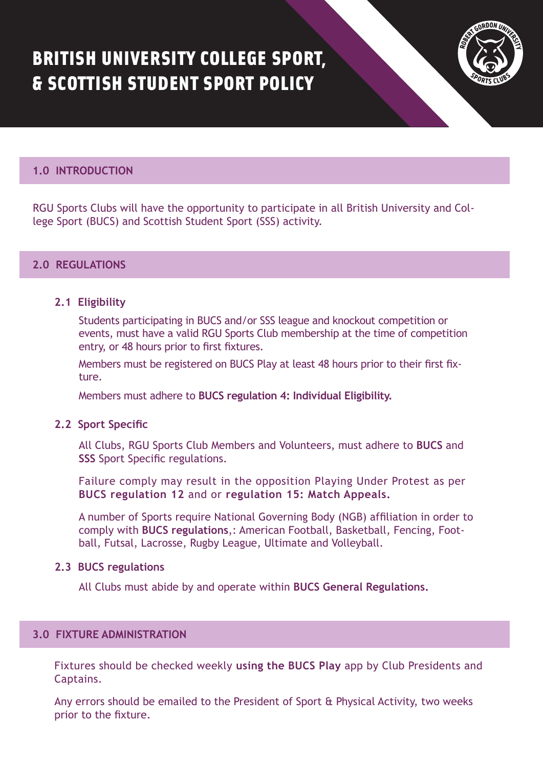# BRITISH UNIVERSITY COLLEGE SPORT, & SCOTTISH STUDENT SPORT POLICY

## 1.0 INTRODUCTION

RGU Sports Clubs will have the opportunity to participate in all British University and College Sport (BUCS) and Scottish Student Sport (SSS) activity.

## 2.0 REGULATIONS

### 2.1 Eligibility

Students participating in BUCS and/or SSS league and knockout competition or events, must have a valid RGU Sports Club membership at the time of competition entry, or 48 hours prior to first fixtures.

Members must be registered on BUCS Play at least 48 hours prior to their first fixture.

Members must adhere to **BUCS regulation 4: Individual Eligibility.**

### 2.2 Sport Specific

All Clubs, RGU Sports Club Members and Volunteers, must adhere to **BUCS** and **SSS** Sport Specific regulations.

Failure comply may result in the opposition Playing Under Protest as per **BUCS regulation 12** and or **regulation 15: Match Appeals.**

A number of Sports require National Governing Body (NGB) affiliation in order to comply with **BUCS regulations**,: American Football, Basketball, Fencing, Football, Futsal, Lacrosse, Rugby League, Ultimate and Volleyball.

### 2.3 BUCS regulations

All Clubs must abide by and operate within **BUCS General Regulations.**

## 3.0 FIXTURE ADMINISTRATION

Fixtures should be checked weekly **using the BUCS Play** app by Club Presidents and Captains.

Any errors should be emailed to the President of Sport & Physical Activity, two weeks prior to the fixture.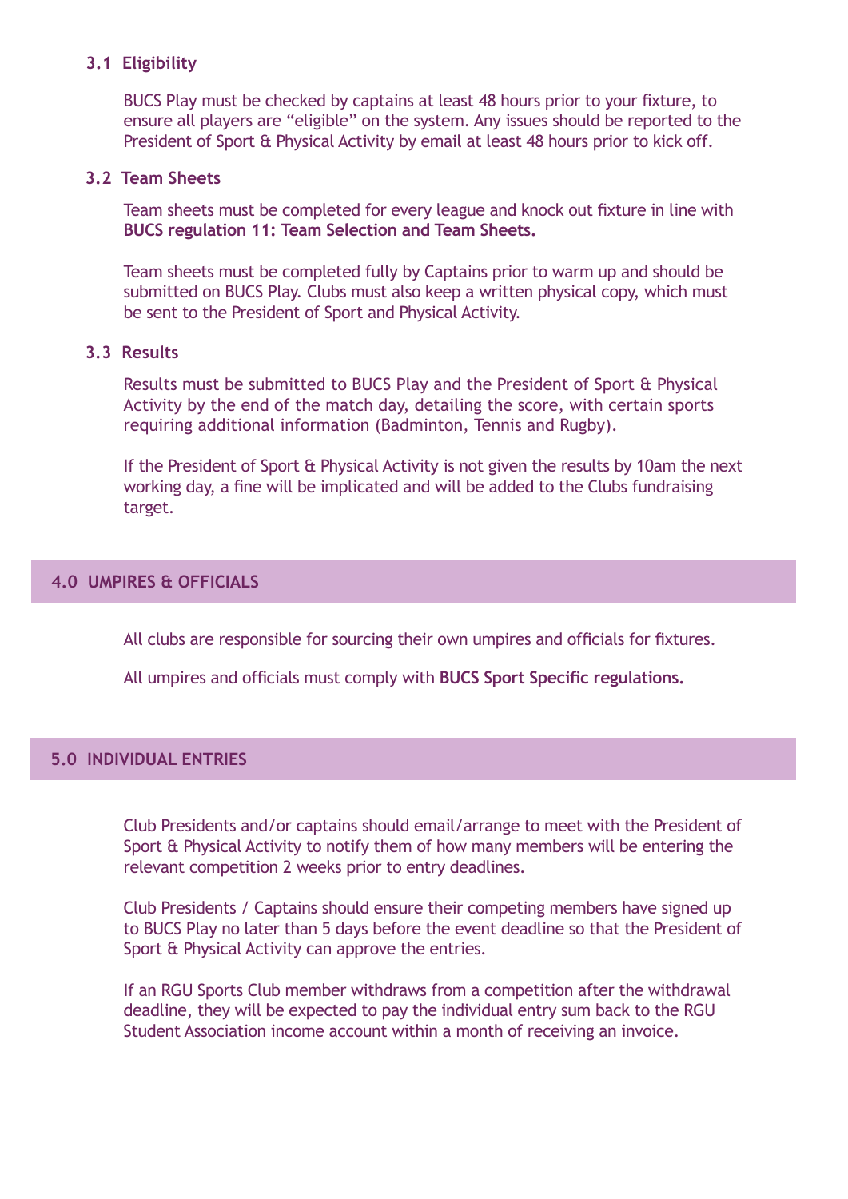### 3.1 Eligibility

BUCS Play must be checked by captains at least 48 hours prior to your fixture, to ensure all players are "eligible" on the system. Any issues should be reported to the President of Sport & Physical Activity by email at least 48 hours prior to kick off.

### 3.2 Team Sheets

Team sheets must be completed for every league and knock out fixture in line with **BUCS regulation 11: Team Selection and Team Sheets.**

Team sheets must be completed fully by Captains prior to warm up and should be submitted on BUCS Play. Clubs must also keep a written physical copy, which must be sent to the President of Sport and Physical Activity.

### 3.3 Results

Results must be submitted to BUCS Play and the President of Sport & Physical Activity by the end of the match day, detailing the score, with certain sports requiring additional information (Badminton, Tennis and Rugby).

If the President of Sport & Physical Activity is not given the results by 10am the next working day, a fine will be implicated and will be added to the Clubs fundraising target.

## 4.0 UMPIRES & OFFICIALS

All clubs are responsible for sourcing their own umpires and officials for fixtures.

All umpires and officials must comply with **BUCS Sport Specific regulations.**

## 5.0 INDIVIDUAL ENTRIES

Club Presidents and/or captains should email/arrange to meet with the President of Sport & Physical Activity to notify them of how many members will be entering the relevant competition 2 weeks prior to entry deadlines.

Club Presidents / Captains should ensure their competing members have signed up to BUCS Play no later than 5 days before the event deadline so that the President of Sport & Physical Activity can approve the entries.

If an RGU Sports Club member withdraws from a competition after the withdrawal deadline, they will be expected to pay the individual entry sum back to the RGU Student Association income account within a month of receiving an invoice.